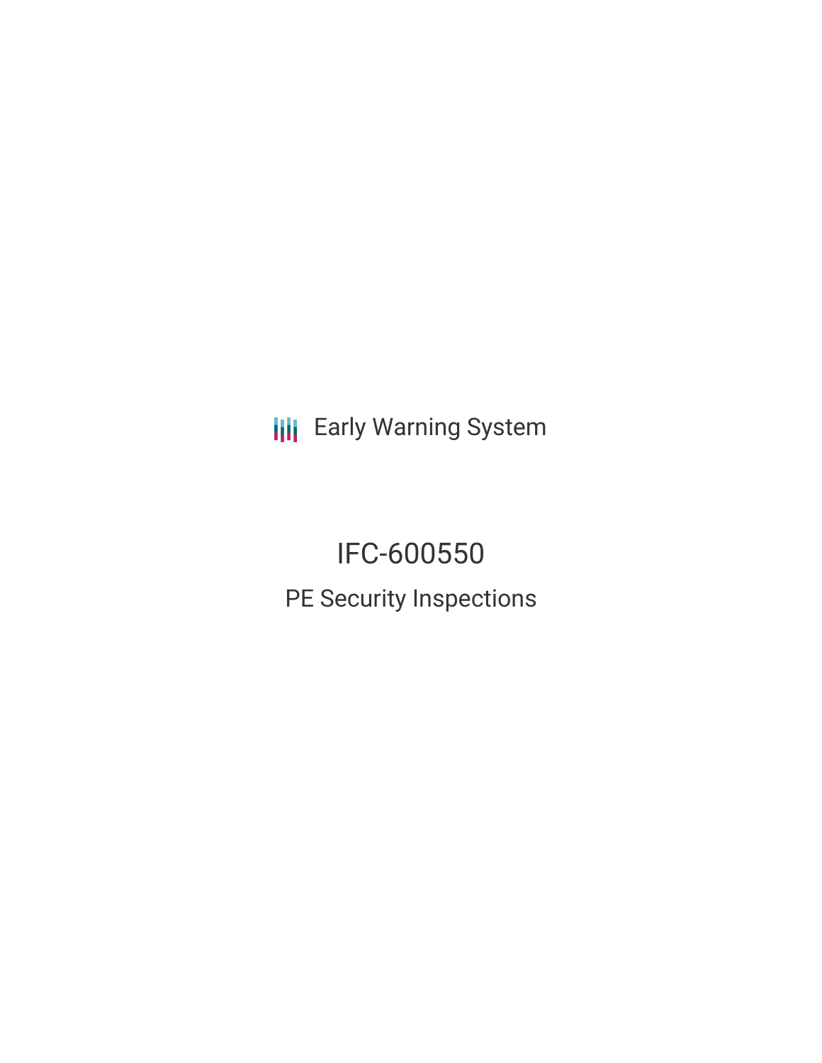Early Warning System

# IFC-600550

## PE Security Inspections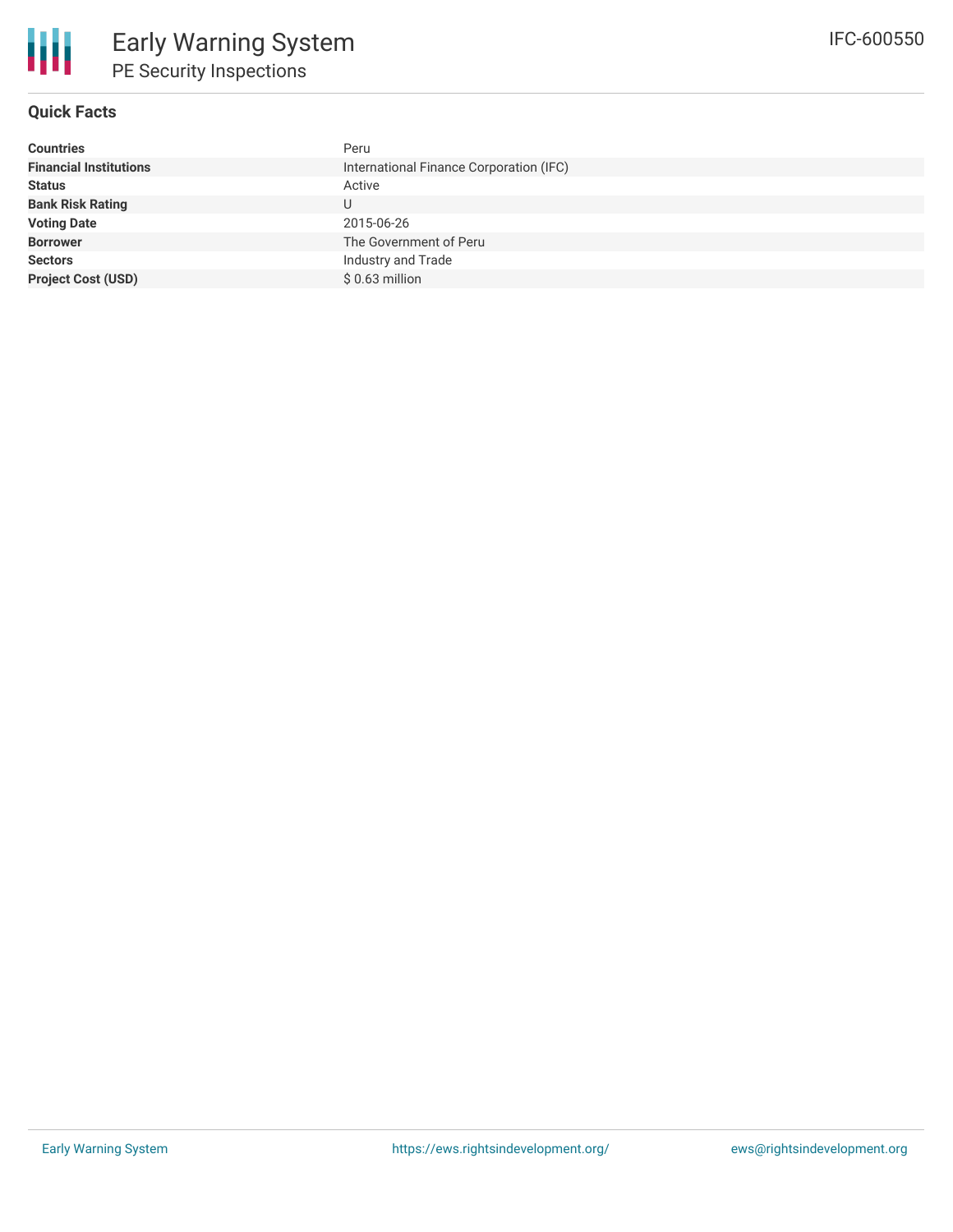# Early Warning System

## PE Security Inspections

IFC-600550

### Quick Facts

| | |
|---|---|
| **Countries** | Peru |
| **Financial Institutions** | International Finance Corporation (IFC) |
| **Status** | Active |
| **Bank Risk Rating** | U |
| **Voting Date** | 2015-06-26 |
| **Borrower** | The Government of Peru |
| **Sectors** | Industry and Trade |
| **Project Cost (USD)** | $ 0.63 million |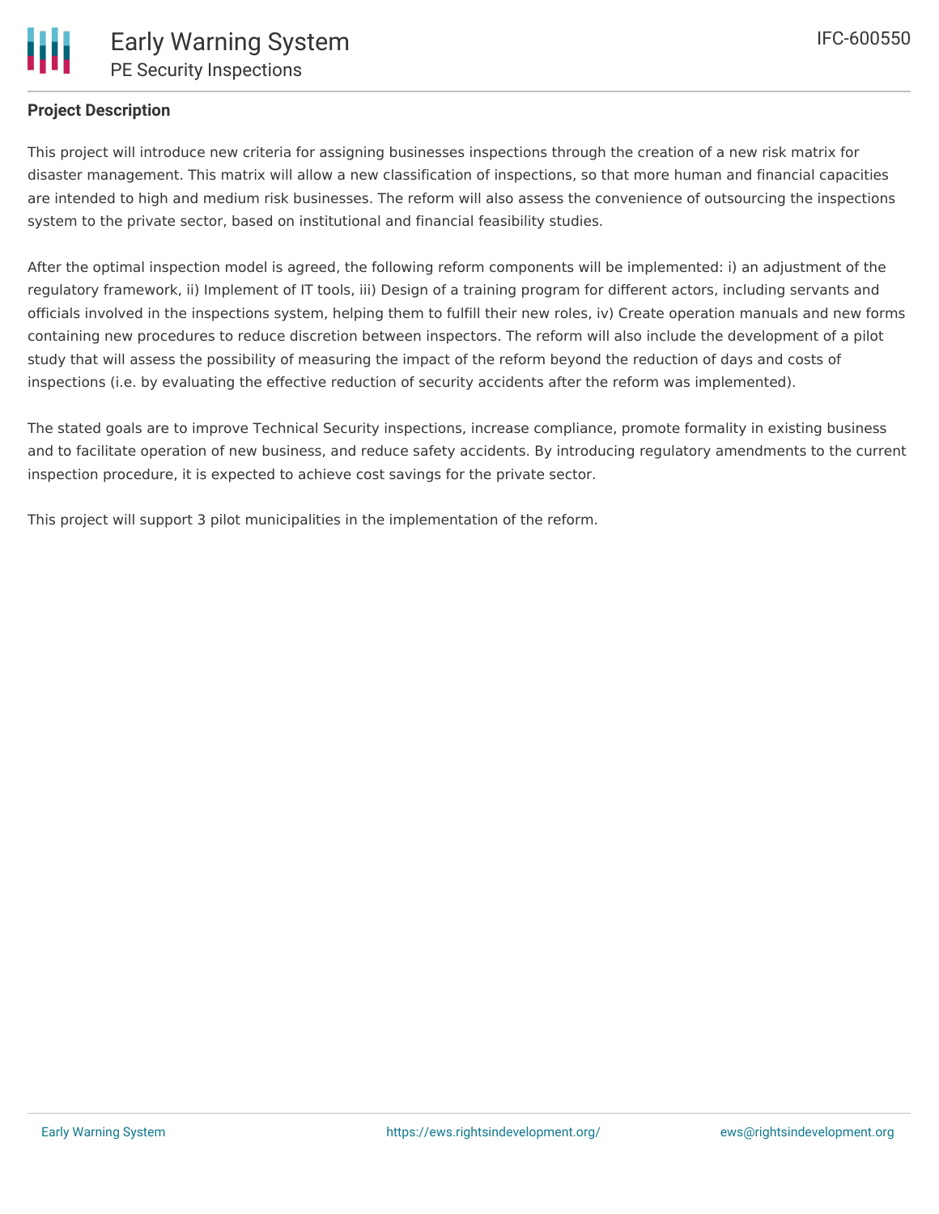## Project Description

This project will introduce new criteria for assigning businesses inspections through the creation of a new risk matrix for disaster management. This matrix will allow a new classification of inspections, so that more human and financial capacities are intended to high and medium risk businesses. The reform will also assess the convenience of outsourcing the inspections system to the private sector, based on institutional and financial feasibility studies.

After the optimal inspection model is agreed, the following reform components will be implemented: i) an adjustment of the regulatory framework, ii) Implement of IT tools, iii) Design of a training program for different actors, including servants and officials involved in the inspections system, helping them to fulfill their new roles, iv) Create operation manuals and new forms containing new procedures to reduce discretion between inspectors. The reform will also include the development of a pilot study that will assess the possibility of measuring the impact of the reform beyond the reduction of days and costs of inspections (i.e. by evaluating the effective reduction of security accidents after the reform was implemented).

The stated goals are to improve Technical Security inspections, increase compliance, promote formality in existing business and to facilitate operation of new business, and reduce safety accidents. By introducing regulatory amendments to the current inspection procedure, it is expected to achieve cost savings for the private sector.

This project will support 3 pilot municipalities in the implementation of the reform.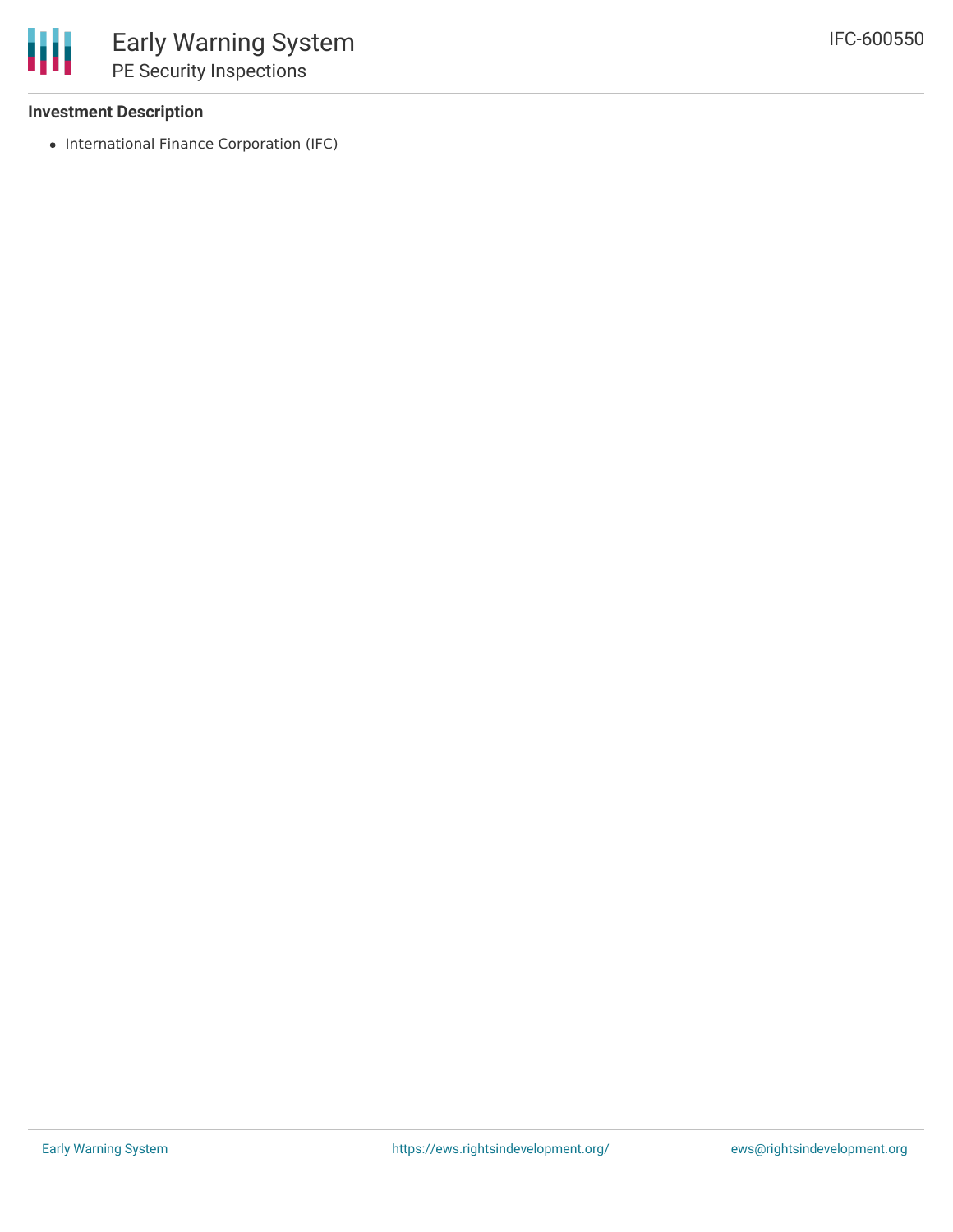**Investment Description**

- International Finance Corporation (IFC)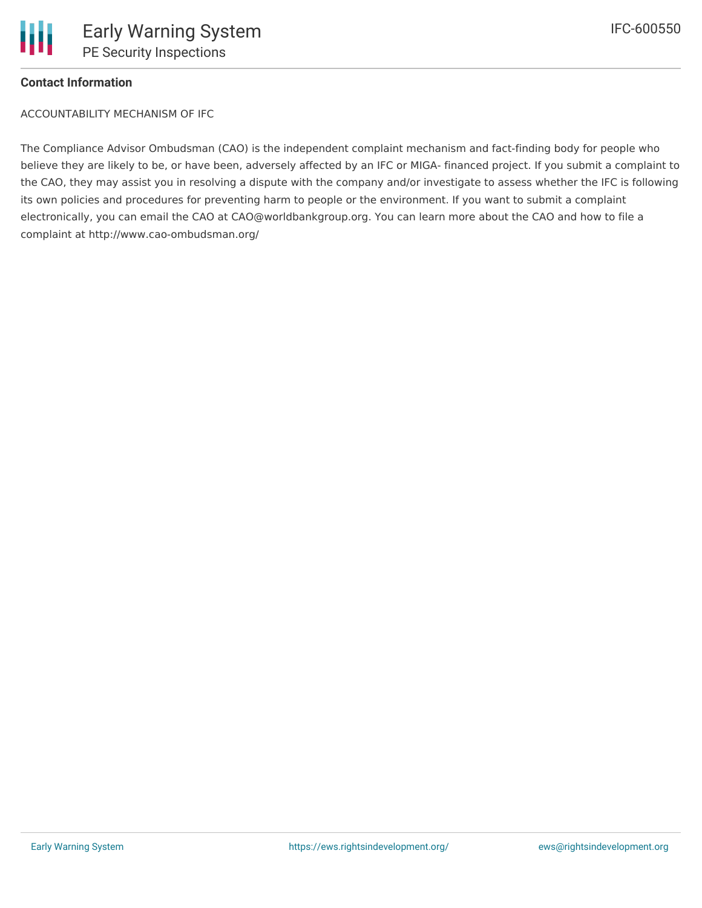**Contact Information**

ACCOUNTABILITY MECHANISM OF IFC

The Compliance Advisor Ombudsman (CAO) is the independent complaint mechanism and fact-finding body for people who believe they are likely to be, or have been, adversely affected by an IFC or MIGA- financed project. If you submit a complaint to the CAO, they may assist you in resolving a dispute with the company and/or investigate to assess whether the IFC is following its own policies and procedures for preventing harm to people or the environment. If you want to submit a complaint electronically, you can email the CAO at CAO@worldbankgroup.org. You can learn more about the CAO and how to file a complaint at http://www.cao-ombudsman.org/